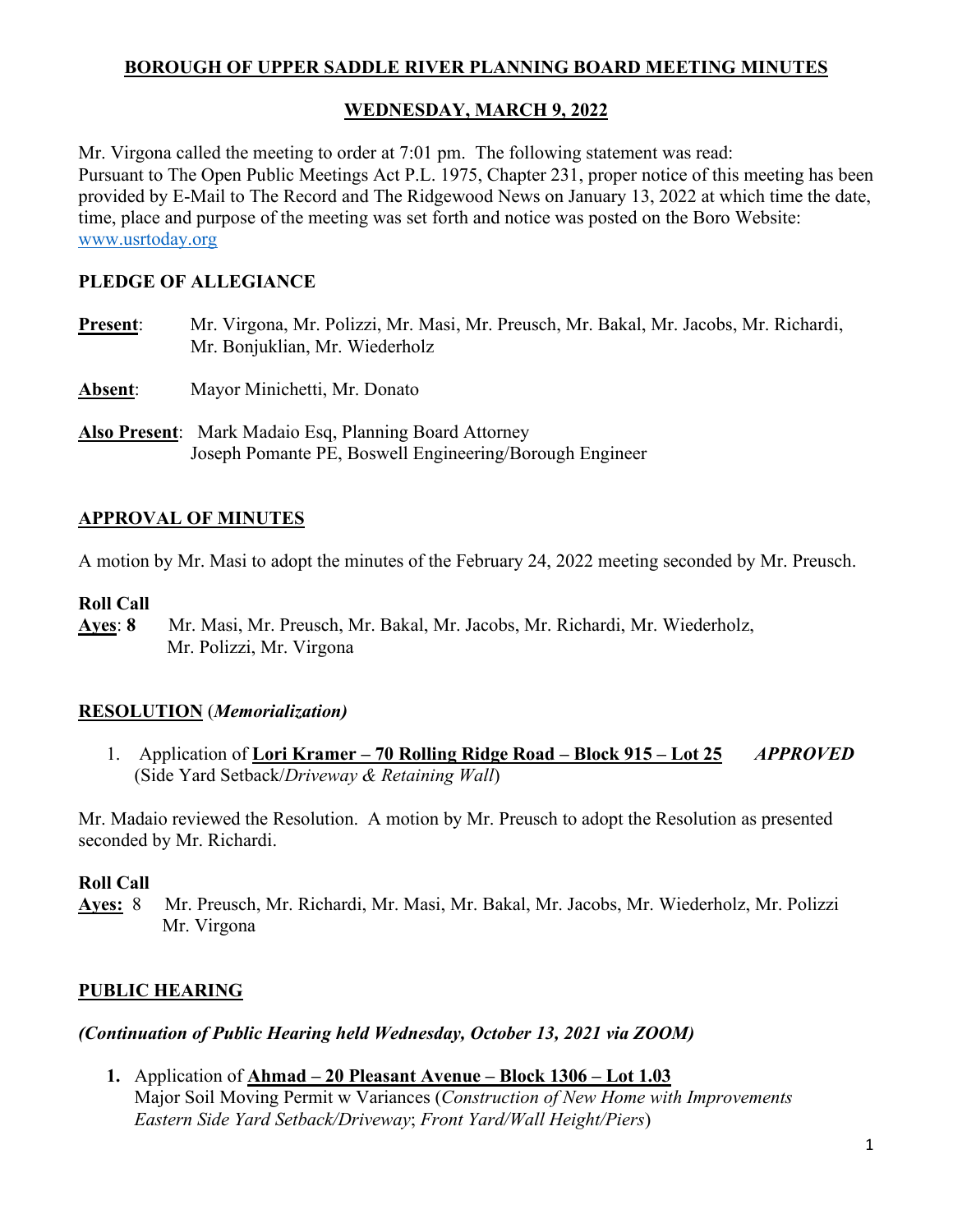# BOROUGH OF UPPER SADDLE RIVER PLANNING BOARD MEETING MINUTES

## WEDNESDAY, MARCH 9, 2022

Mr. Virgona called the meeting to order at 7:01 pm. The following statement was read:
Pursuant to The Open Public Meetings Act P.L. 1975, Chapter 231, proper notice of this meeting has been provided by E-Mail to The Record and The Ridgewood News on January 13, 2022 at which time the date, time, place and purpose of the meeting was set forth and notice was posted on the Boro Website: www.usrtoday.org

## PLEDGE OF ALLEGIANCE

**Present**: Mr. Virgona, Mr. Polizzi, Mr. Masi, Mr. Preusch, Mr. Bakal, Mr. Jacobs, Mr. Richardi, Mr. Bonjuklian, Mr. Wiederholz

**Absent**: Mayor Minichetti, Mr. Donato

**Also Present**: Mark Madaio Esq, Planning Board Attorney
Joseph Pomante PE, Boswell Engineering/Borough Engineer

## APPROVAL OF MINUTES

A motion by Mr. Masi to adopt the minutes of the February 24, 2022 meeting seconded by Mr. Preusch.

**Roll Call**
**Ayes**: **8** Mr. Masi, Mr. Preusch, Mr. Bakal, Mr. Jacobs, Mr. Richardi, Mr. Wiederholz, Mr. Polizzi, Mr. Virgona

## RESOLUTION (*Memorialization)*

1. Application of **Lori Kramer – 70 Rolling Ridge Road – Block 915 – Lot 25** ***APPROVED***
(Side Yard Setback/*Driveway & Retaining Wall*)

Mr. Madaio reviewed the Resolution. A motion by Mr. Preusch to adopt the Resolution as presented seconded by Mr. Richardi.

**Roll Call**
**Ayes:** 8 Mr. Preusch, Mr. Richardi, Mr. Masi, Mr. Bakal, Mr. Jacobs, Mr. Wiederholz, Mr. Polizzi Mr. Virgona

## PUBLIC HEARING

***(Continuation of Public Hearing held Wednesday, October 13, 2021 via ZOOM)***

1. Application of **Ahmad – 20 Pleasant Avenue – Block 1306 – Lot 1.03**
Major Soil Moving Permit w Variances (*Construction of New Home with Improvements Eastern Side Yard Setback/Driveway*; *Front Yard/Wall Height/Piers*)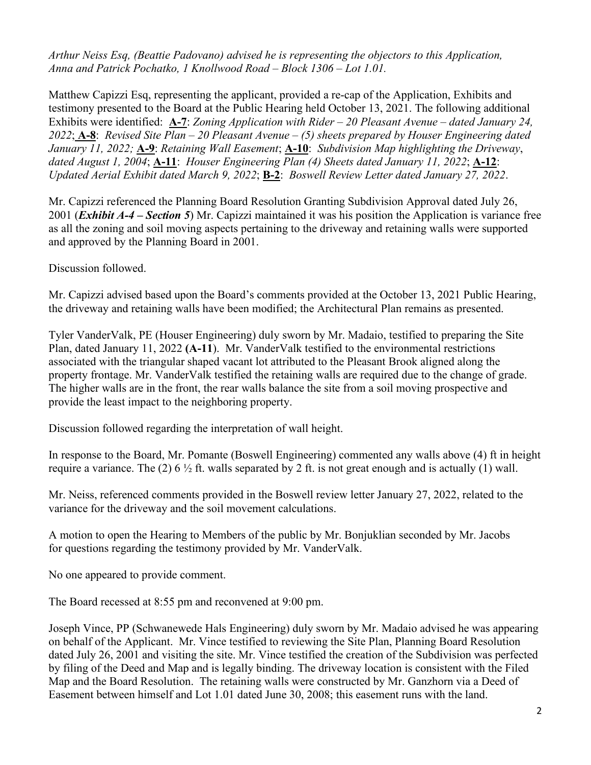*Arthur Neiss Esq, (Beattie Padovano) advised he is representing the objectors to this Application, Anna and Patrick Pochatko, 1 Knollwood Road – Block 1306 – Lot 1.01.*

Matthew Capizzi Esq, representing the applicant, provided a re-cap of the Application, Exhibits and testimony presented to the Board at the Public Hearing held October 13, 2021. The following additional Exhibits were identified: **A-7**: *Zoning Application with Rider – 20 Pleasant Avenue – dated January 24, 2022*; **A-8**: *Revised Site Plan – 20 Pleasant Avenue – (5) sheets prepared by Houser Engineering dated January 11, 2022;* **A-9**: *Retaining Wall Easement*; **A-10**: *Subdivision Map highlighting the Driveway*, *dated August 1, 2004*; **A-11**: *Houser Engineering Plan (4) Sheets dated January 11, 2022*; **A-12**: *Updated Aerial Exhibit dated March 9, 2022*; **B-2**: *Boswell Review Letter dated January 27, 2022*.

Mr. Capizzi referenced the Planning Board Resolution Granting Subdivision Approval dated July 26, 2001 (***Exhibit A-4 – Section 5***) Mr. Capizzi maintained it was his position the Application is variance free as all the zoning and soil moving aspects pertaining to the driveway and retaining walls were supported and approved by the Planning Board in 2001.

Discussion followed.

Mr. Capizzi advised based upon the Board's comments provided at the October 13, 2021 Public Hearing, the driveway and retaining walls have been modified; the Architectural Plan remains as presented.

Tyler VanderValk, PE (Houser Engineering) duly sworn by Mr. Madaio, testified to preparing the Site Plan, dated January 11, 2022 **(A-11**). Mr. VanderValk testified to the environmental restrictions associated with the triangular shaped vacant lot attributed to the Pleasant Brook aligned along the property frontage. Mr. VanderValk testified the retaining walls are required due to the change of grade. The higher walls are in the front, the rear walls balance the site from a soil moving prospective and provide the least impact to the neighboring property.

Discussion followed regarding the interpretation of wall height.

In response to the Board, Mr. Pomante (Boswell Engineering) commented any walls above (4) ft in height require a variance. The (2) 6 ½ ft. walls separated by 2 ft. is not great enough and is actually (1) wall.

Mr. Neiss, referenced comments provided in the Boswell review letter January 27, 2022, related to the variance for the driveway and the soil movement calculations.

A motion to open the Hearing to Members of the public by Mr. Bonjuklian seconded by Mr. Jacobs for questions regarding the testimony provided by Mr. VanderValk.

No one appeared to provide comment.

The Board recessed at 8:55 pm and reconvened at 9:00 pm.

Joseph Vince, PP (Schwanewede Hals Engineering) duly sworn by Mr. Madaio advised he was appearing on behalf of the Applicant. Mr. Vince testified to reviewing the Site Plan, Planning Board Resolution dated July 26, 2001 and visiting the site. Mr. Vince testified the creation of the Subdivision was perfected by filing of the Deed and Map and is legally binding. The driveway location is consistent with the Filed Map and the Board Resolution. The retaining walls were constructed by Mr. Ganzhorn via a Deed of Easement between himself and Lot 1.01 dated June 30, 2008; this easement runs with the land.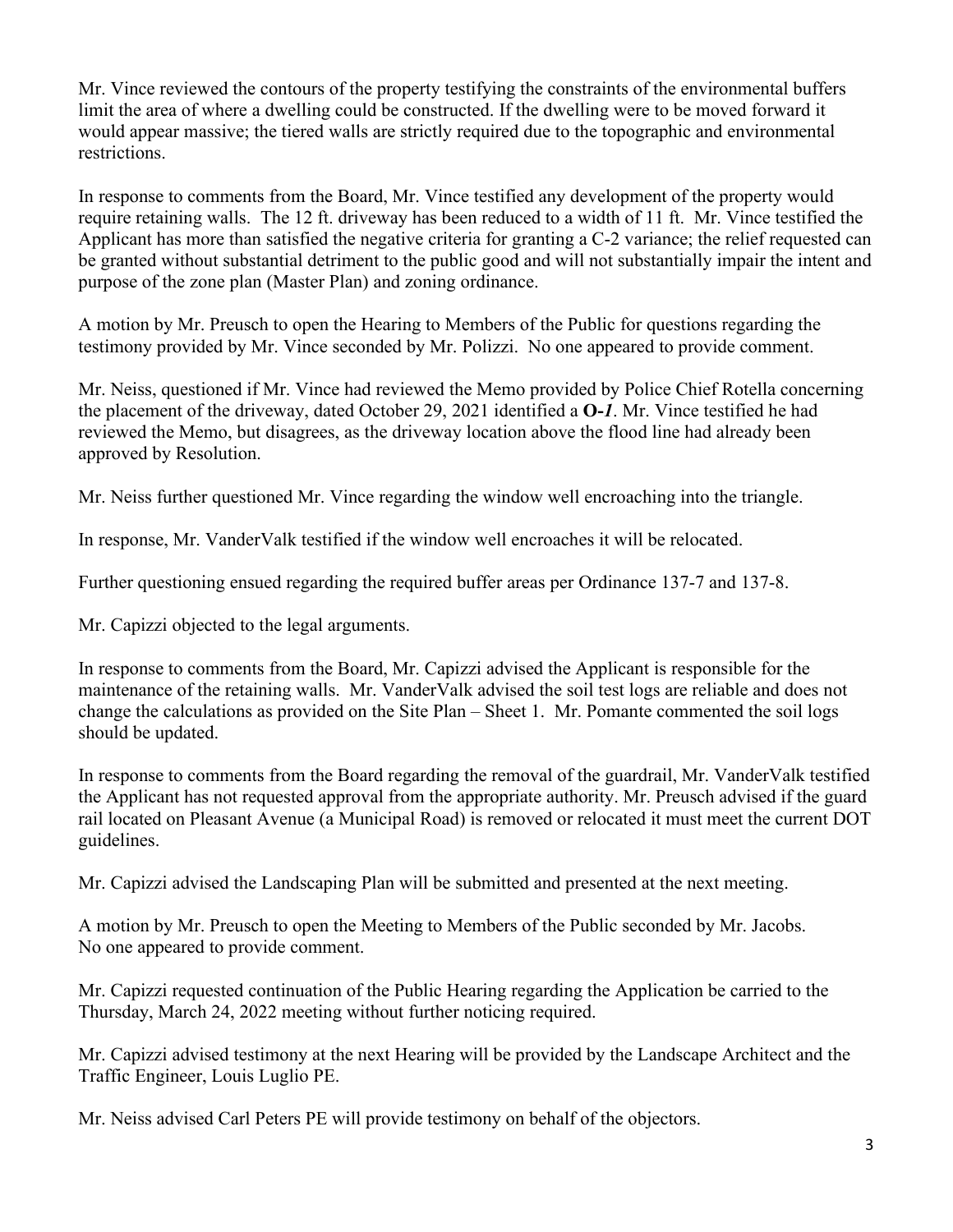Mr. Vince reviewed the contours of the property testifying the constraints of the environmental buffers limit the area of where a dwelling could be constructed. If the dwelling were to be moved forward it would appear massive; the tiered walls are strictly required due to the topographic and environmental restrictions.

In response to comments from the Board, Mr. Vince testified any development of the property would require retaining walls. The 12 ft. driveway has been reduced to a width of 11 ft. Mr. Vince testified the Applicant has more than satisfied the negative criteria for granting a C-2 variance; the relief requested can be granted without substantial detriment to the public good and will not substantially impair the intent and purpose of the zone plan (Master Plan) and zoning ordinance.

A motion by Mr. Preusch to open the Hearing to Members of the Public for questions regarding the testimony provided by Mr. Vince seconded by Mr. Polizzi. No one appeared to provide comment.

Mr. Neiss, questioned if Mr. Vince had reviewed the Memo provided by Police Chief Rotella concerning the placement of the driveway, dated October 29, 2021 identified a **O-*1***. Mr. Vince testified he had reviewed the Memo, but disagrees, as the driveway location above the flood line had already been approved by Resolution.

Mr. Neiss further questioned Mr. Vince regarding the window well encroaching into the triangle.

In response, Mr. VanderValk testified if the window well encroaches it will be relocated.

Further questioning ensued regarding the required buffer areas per Ordinance 137-7 and 137-8.

Mr. Capizzi objected to the legal arguments.

In response to comments from the Board, Mr. Capizzi advised the Applicant is responsible for the maintenance of the retaining walls. Mr. VanderValk advised the soil test logs are reliable and does not change the calculations as provided on the Site Plan – Sheet 1. Mr. Pomante commented the soil logs should be updated.

In response to comments from the Board regarding the removal of the guardrail, Mr. VanderValk testified the Applicant has not requested approval from the appropriate authority. Mr. Preusch advised if the guard rail located on Pleasant Avenue (a Municipal Road) is removed or relocated it must meet the current DOT guidelines.

Mr. Capizzi advised the Landscaping Plan will be submitted and presented at the next meeting.

A motion by Mr. Preusch to open the Meeting to Members of the Public seconded by Mr. Jacobs. No one appeared to provide comment.

Mr. Capizzi requested continuation of the Public Hearing regarding the Application be carried to the Thursday, March 24, 2022 meeting without further noticing required.

Mr. Capizzi advised testimony at the next Hearing will be provided by the Landscape Architect and the Traffic Engineer, Louis Luglio PE.

Mr. Neiss advised Carl Peters PE will provide testimony on behalf of the objectors.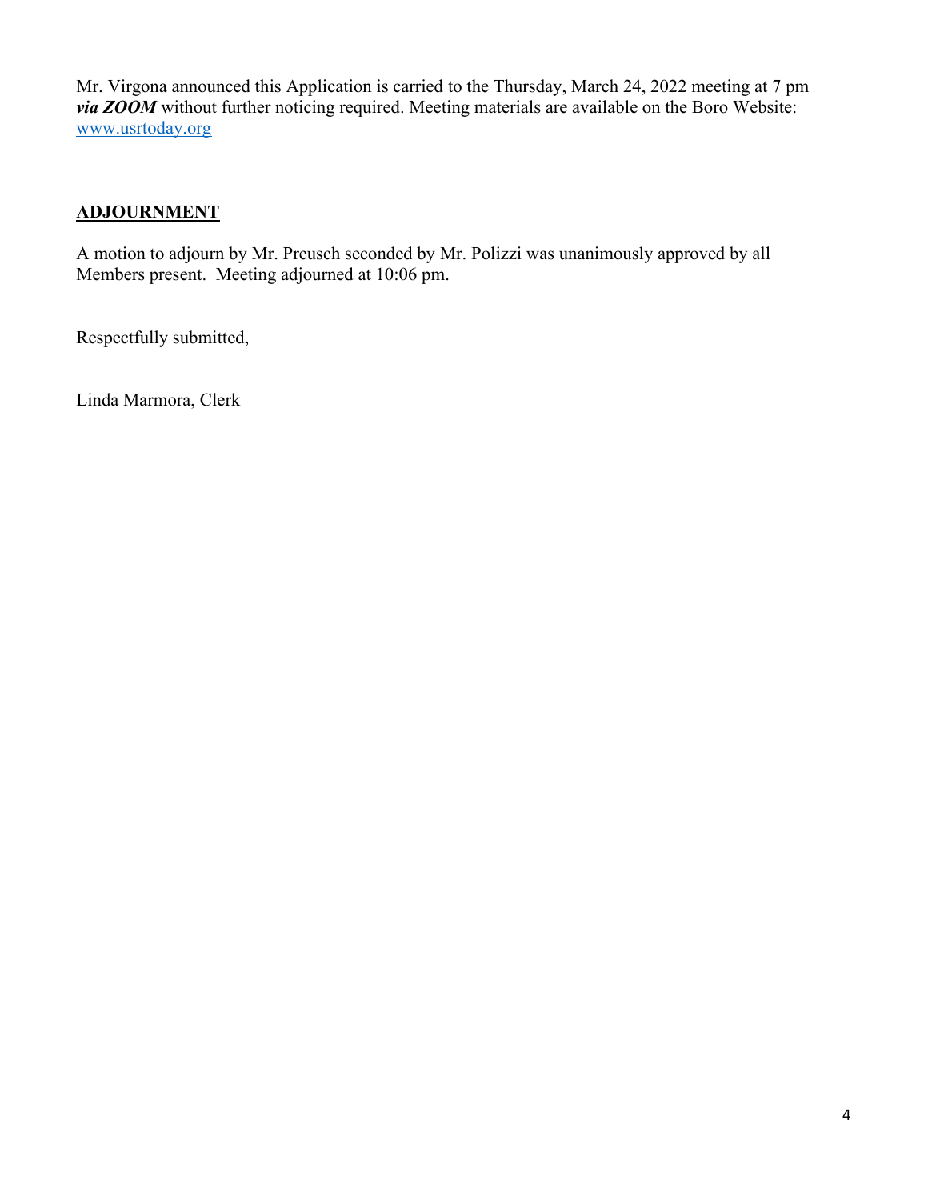Mr. Virgona announced this Application is carried to the Thursday, March 24, 2022 meeting at 7 pm ***via ZOOM*** without further noticing required. Meeting materials are available on the Boro Website: [www.usrtoday.org](http://www.usrtoday.org)

## ADJOURNMENT

A motion to adjourn by Mr. Preusch seconded by Mr. Polizzi was unanimously approved by all Members present. Meeting adjourned at 10:06 pm.

Respectfully submitted,

Linda Marmora, Clerk